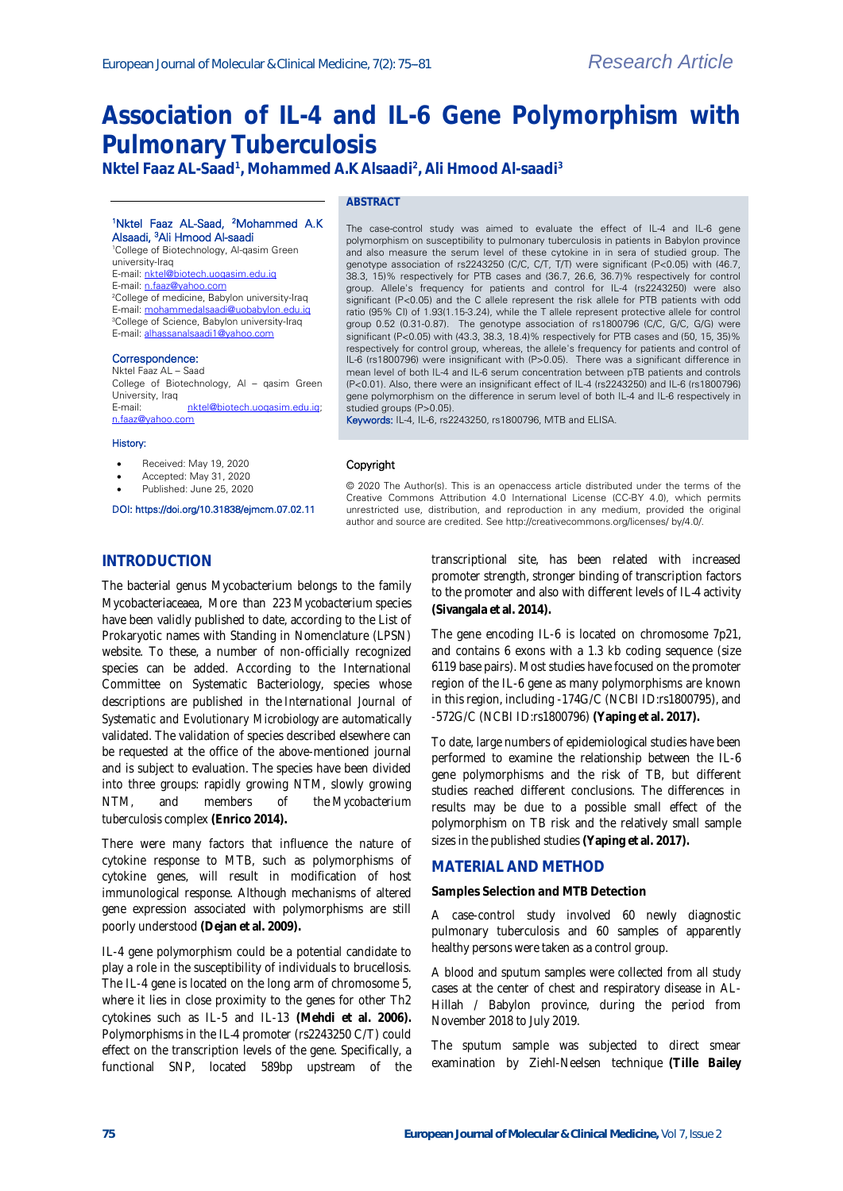Research Article

# Association of IL-4 and IL-6 Gene Polymorphism with Pulmonary Tuberculosis

**Nktel Faaz AL-Saad[1], Mohammed A.K Alsaadi[2], Ali Hmood Al-saadi[3]**

[1]Nktel Faaz AL-Saad, [2]Mohammed A.K Alsaadi, [3]Ali Hmood Al-saadi
[1]College of Biotechnology, Al-qasim Green university-Iraq
E-mail: nktel@biotech.uoqasim.edu.iq
E-mail: n.faaz@yahoo.com
[2]College of medicine, Babylon university-Iraq
E-mail: mohammedalsaadi@uobabylon.edu.iq
[3]College of Science, Babylon university-Iraq
E-mail: alhassanalsaadi1@yahoo.com

Correspondence:
Nktel Faaz AL – Saad
College of Biotechnology, Al – qasim Green University, Iraq
E-mail: nktel@biotech.uoqasim.edu.iq; n.faaz@yahoo.com

History:

- Received: May 19, 2020
- Accepted: May 31, 2020
- Published: June 25, 2020

DOI: https://doi.org/10.31838/ejmcm.07.02.11

## ABSTRACT

The case-control study was aimed to evaluate the effect of IL-4 and IL-6 gene polymorphism on susceptibility to pulmonary tuberculosis in patients in Babylon province and also measure the serum level of these cytokine in in sera of studied group. The genotype association of rs2243250 (C/C, C/T, T/T) were significant (P<0.05) with (46.7, 38.3, 15)% respectively for PTB cases and (36.7, 26.6, 36.7)% respectively for control group. Allele's frequency for patients and control for IL-4 (rs2243250) were also significant (P<0.05) and the C allele represent the risk allele for PTB patients with odd ratio (95% CI) of 1.93(1.15-3.24), while the T allele represent protective allele for control group 0.52 (0.31-0.87). The genotype association of rs1800796 (C/C, G/C, G/G) were significant (P<0.05) with (43.3, 38.3, 18.4)% respectively for PTB cases and (50, 15, 35)% respectively for control group, whereas, the allele's frequency for patients and control of IL-6 (rs1800796) were insignificant with (P>0.05). There was a significant difference in mean level of both IL-4 and IL-6 serum concentration between pTB patients and controls (P<0.01). Also, there were an insignificant effect of IL-4 (rs2243250) and IL-6 (rs1800796) gene polymorphism on the difference in serum level of both IL-4 and IL-6 respectively in studied groups (P>0.05).

Keywords: IL-4, IL-6, rs2243250, rs1800796, MTB and ELISA.

Copyright

© 2020 The Author(s). This is an openaccess article distributed under the terms of the Creative Commons Attribution 4.0 International License (CC-BY 4.0), which permits unrestricted use, distribution, and reproduction in any medium, provided the original author and source are credited. See http://creativecommons.org/licenses/ by/4.0/.

## INTRODUCTION

The bacterial genus Mycobacterium belongs to the family Mycobacteriaceaea, More than 223 Mycobacterium species have been validly published to date, according to the List of Prokaryotic names with Standing in Nomenclature (LPSN) website. To these, a number of non-officially recognized species can be added. According to the International Committee on Systematic Bacteriology, species whose descriptions are published in the *International Journal of Systematic and Evolutionary Microbiology* are automatically validated. The validation of species described elsewhere can be requested at the office of the above-mentioned journal and is subject to evaluation. The species have been divided into three groups: rapidly growing NTM, slowly growing NTM, and members of the *Mycobacterium tuberculosis* complex **(Enrico 2014).**

There were many factors that influence the nature of cytokine response to MTB, such as polymorphisms of cytokine genes, will result in modification of host immunological response. Although mechanisms of altered gene expression associated with polymorphisms are still poorly understood **(Dejan et al. 2009).**

IL-4 gene polymorphism could be a potential candidate to play a role in the susceptibility of individuals to brucellosis. The IL-4 gene is located on the long arm of chromosome 5, where it lies in close proximity to the genes for other Th2 cytokines such as IL-5 and IL-13 **(Mehdi et al. 2006).** Polymorphisms in the IL-4 promoter (rs2243250 C/T) could effect on the transcription levels of the gene. Specifically, a functional SNP, located 589bp upstream of the transcriptional site, has been related with increased promoter strength, stronger binding of transcription factors to the promoter and also with different levels of IL-4 activity **(Sivangala et al. 2014).**

The gene encoding IL-6 is located on chromosome 7p21, and contains 6 exons with a 1.3 kb coding sequence (size 6119 base pairs). Most studies have focused on the promoter region of the IL-6 gene as many polymorphisms are known in this region, including -174G/C (NCBI ID:rs1800795), and -572G/C (NCBI ID:rs1800796) **(Yaping et al. 2017).**

To date, large numbers of epidemiological studies have been performed to examine the relationship between the IL-6 gene polymorphisms and the risk of TB, but different studies reached different conclusions. The differences in results may be due to a possible small effect of the polymorphism on TB risk and the relatively small sample sizes in the published studies **(Yaping et al. 2017).**

## MATERIAL AND METHOD

### Samples Selection and MTB Detection

A case-control study involved 60 newly diagnostic pulmonary tuberculosis and 60 samples of apparently healthy persons were taken as a control group.

A blood and sputum samples were collected from all study cases at the center of chest and respiratory disease in AL-Hillah / Babylon province, during the period from November 2018 to July 2019.

The sputum sample was subjected to direct smear examination by Ziehl-Neelsen technique **(Tille Bailey**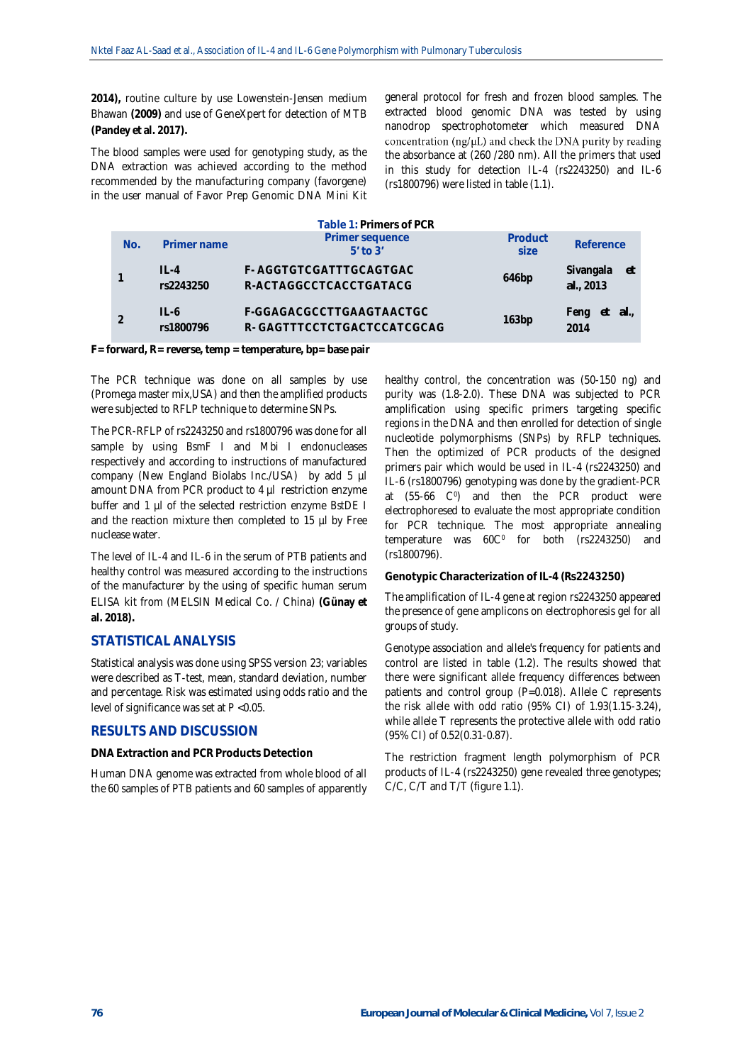**2014),** routine culture by use Lowenstein-Jensen medium Bhawan **(2009)** and use of GeneXpert for detection of MTB **(Pandey et al. 2017).**

The blood samples were used for genotyping study, as the DNA extraction was achieved according to the method recommended by the manufacturing company (favorgene) in the user manual of Favor Prep Genomic DNA Mini Kit general protocol for fresh and frozen blood samples. The extracted blood genomic DNA was tested by using nanodrop spectrophotometer which measured DNA concentration (ng/μL) and check the DNA purity by reading the absorbance at (260 /280 nm). All the primers that used in this study for detection IL-4 (rs2243250) and IL-6 (rs1800796) were listed in table (1.1).

**Table 1: Primers of PCR**

| No. | Primer name | Primer sequence 5' to 3' | Product size | Reference |
|---|---|---|---|---|
| 1 | IL-4 rs2243250 | F- AGGTGTCGATTTGCAGTGAC<br>R-ACTAGGCCTCACCTGATACG | 646bp | Sivangala et al., 2013 |
| 2 | IL-6 rs1800796 | F-GGAGACGCCTTGAAGTAACTGC<br>R- GAGTTTCCTCTGACTCCATCGCAG | 163bp | Feng et al., 2014 |

**F= forward, R= reverse, temp = temperature, bp= base pair**

The PCR technique was done on all samples by use (Promega master mix,USA) and then the amplified products were subjected to RFLP technique to determine SNPs.

The PCR-RFLP of rs2243250 and rs1800796 was done for all sample by using BsmF I and Mbi I endonucleases respectively and according to instructions of manufactured company (New England Biolabs Inc./USA) by add 5 μl amount DNA from PCR product to 4 μl restriction enzyme buffer and 1 μl of the selected restriction enzyme BstDE I and the reaction mixture then completed to 15 μl by Free nuclease water.

The level of IL-4 and IL-6 in the serum of PTB patients and healthy control was measured according to the instructions of the manufacturer by the using of specific human serum ELISA kit from (MELSIN Medical Co. / China) **(Günay et al. 2018).**

## STATISTICAL ANALYSIS

Statistical analysis was done using SPSS version 23; variables were described as T-test, mean, standard deviation, number and percentage. Risk was estimated using odds ratio and the level of significance was set at $P < 0.05$.

## RESULTS AND DISCUSSION

**DNA Extraction and PCR Products Detection**

Human DNA genome was extracted from whole blood of all the 60 samples of PTB patients and 60 samples of apparently healthy control, the concentration was (50-150 ng) and purity was (1.8-2.0). These DNA was subjected to PCR amplification using specific primers targeting specific regions in the DNA and then enrolled for detection of single nucleotide polymorphisms (SNPs) by RFLP techniques. Then the optimized of PCR products of the designed primers pair which would be used in IL-4 (rs2243250) and IL-6 (rs1800796) genotyping was done by the gradient-PCR at (55-66 $C^0$) and then the PCR product were electrophoresed to evaluate the most appropriate condition for PCR technique. The most appropriate annealing temperature was $60C^0$ for both (rs2243250) and (rs1800796).

**Genotypic Characterization of IL-4 (Rs2243250)**

The amplification of IL-4 gene at region rs2243250 appeared the presence of gene amplicons on electrophoresis gel for all groups of study.

Genotype association and allele's frequency for patients and control are listed in table (1.2). The results showed that there were significant allele frequency differences between patients and control group (P=0.018). Allele C represents the risk allele with odd ratio (95% CI) of 1.93(1.15-3.24), while allele T represents the protective allele with odd ratio (95% CI) of 0.52(0.31-0.87).

The restriction fragment length polymorphism of PCR products of IL-4 (rs2243250) gene revealed three genotypes; C/C, C/T and T/T (figure 1.1).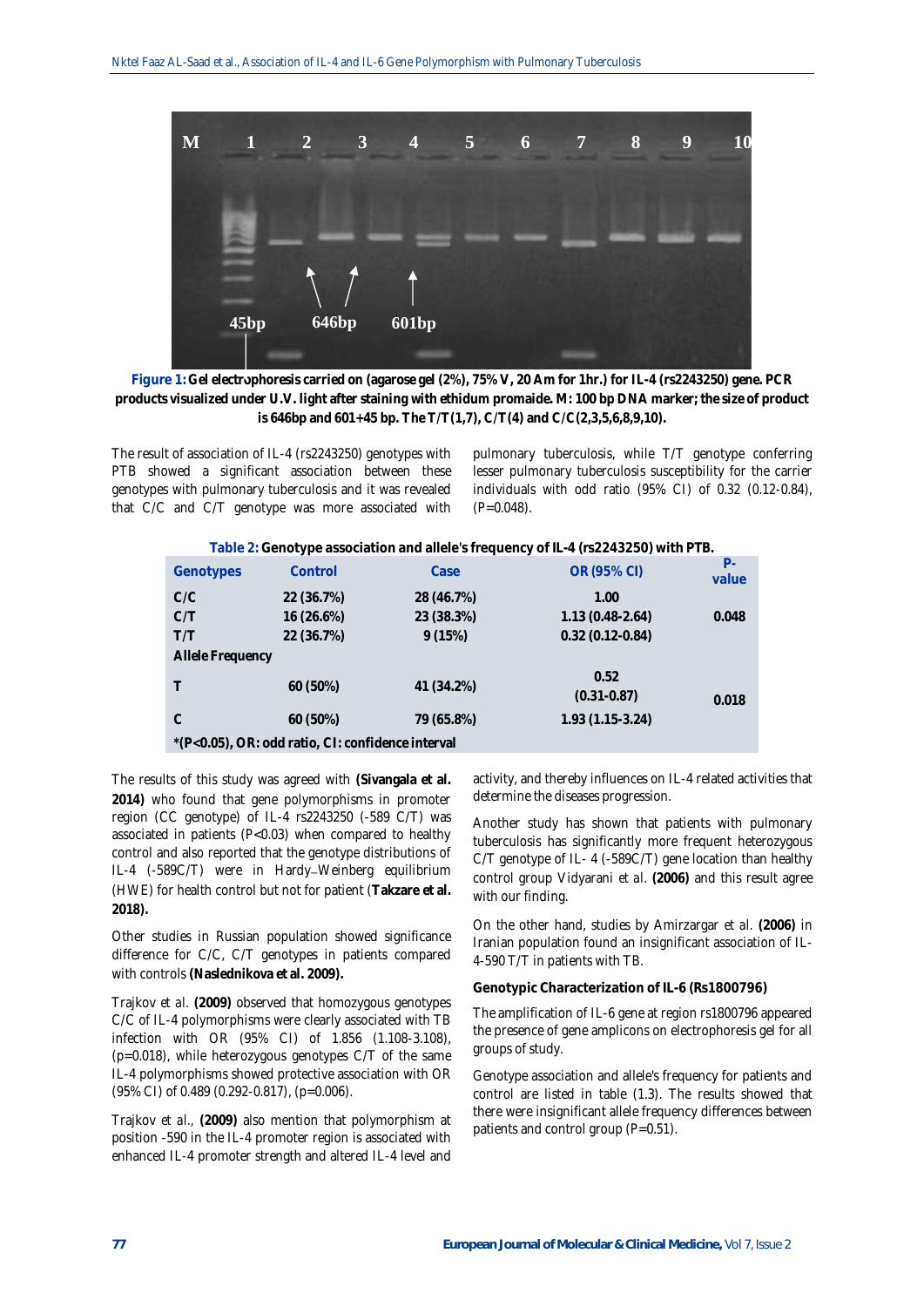Figure 1: Gel electrophoresis carried on (agarose gel (2%), 75% V, 20 Am for 1hr.) for IL-4 (rs2243250) gene. PCR products visualized under U.V. light after staining with ethidum promaide. M: 100 bp DNA marker; the size of product is 646bp and 601+45 bp. The T/T (1,7), C/T (4) and C/C (2,3,5,6,8,9,10).

The result of association of IL-4 (rs2243250) genotypes with PTB showed a significant association between these genotypes with pulmonary tuberculosis and it was revealed that C/C and C/T genotype was more associated with pulmonary tuberculosis, while T/T genotype conferring lesser pulmonary tuberculosis susceptibility for the carrier individuals with odd ratio (95% CI) of 0.32 (0.12-0.84), (P=0.048).

**Table 2:** Genotype association and allele's frequency of IL-4 (rs2243250) with PTB.

| Genotypes | Control | Case | OR (95% CI) | P-value |
|---|---|---|---|---|
| C/C | 22 (36.7%) | 28 (46.7%) | 1.00 | |
| C/T | 16 (26.6%) | 23 (38.3%) | 1.13 (0.48-2.64) | 0.048 |
| T/T | 22 (36.7%) | 9 (15%) | 0.32 (0.12-0.84) | |
| **Allele Frequency** | | | | |
| T | 60 (50%) | 41 (34.2%) | 0.52 (0.31-0.87) | 0.018 |
| C | 60 (50%) | 79 (65.8%) | 1.93 (1.15-3.24) | |

*(P<0.05), OR: odd ratio, CI: confidence interval

The results of this study was agreed with **(Sivangala et al. 2014)** who found that gene polymorphisms in promoter region (CC genotype) of IL-4 rs2243250 (-589 C/T) was associated in patients (P<0.03) when compared to healthy control and also reported that the genotype distributions of IL-4 (-589C/T) were in Hardy–Weinberg equilibrium (HWE) for health control but not for patient (**Takzare et al. 2018).**

Other studies in Russian population showed significance difference for C/C, C/T genotypes in patients compared with controls **(Naslednikova et al. 2009).**

Trajkov *et al.* **(2009)** observed that homozygous genotypes C/C of IL-4 polymorphisms were clearly associated with TB infection with OR (95% CI) of 1.856 (1.108-3.108), (p=0.018), while heterozygous genotypes C/T of the same IL-4 polymorphisms showed protective association with OR (95% CI) of 0.489 (0.292-0.817), (p=0.006).

Trajkov *et al.*, **(2009)** also mention that polymorphism at position -590 in the IL-4 promoter region is associated with enhanced IL-4 promoter strength and altered IL-4 level and activity, and thereby influences on IL-4 related activities that determine the diseases progression.

Another study has shown that patients with pulmonary tuberculosis has significantly more frequent heterozygous C/T genotype of IL- 4 (-589C/T) gene location than healthy control group Vidyarani *et al.* **(2006)** and this result agree with our finding.

On the other hand, studies by Amirzargar *et al.* **(2006)** in Iranian population found an insignificant association of IL-4-590 T/T in patients with TB.

### Genotypic Characterization of IL-6 (Rs1800796)

The amplification of IL-6 gene at region rs1800796 appeared the presence of gene amplicons on electrophoresis gel for all groups of study.

Genotype association and allele's frequency for patients and control are listed in table (1.3). The results showed that there were insignificant allele frequency differences between patients and control group (P=0.51).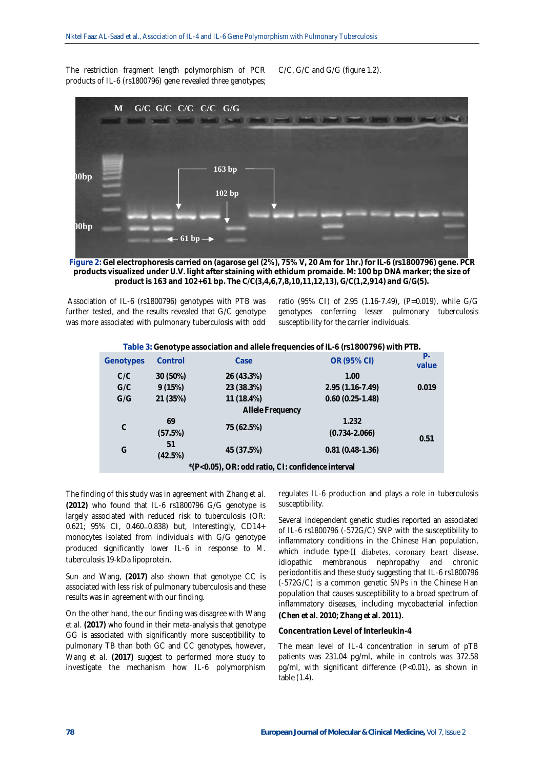The restriction fragment length polymorphism of PCR products of IL-6 (rs1800796) gene revealed three genotypes; C/C, G/C and G/G (figure 1.2).

**Figure 2:** **Gel electrophoresis carried on (agarose gel (2%), 75% V, 20 Am for 1hr.) for IL-6 (rs1800796) gene. PCR products visualized under U.V. light after staining with ethidum promaide. M: 100 bp DNA marker; the size of product is 163 and 102+61 bp. The C/C(3,4,6,7,8,10,11,12,13), G/C(1,2,914) and G/G(5).**

Association of IL-6 (rs1800796) genotypes with PTB was further tested, and the results revealed that G/C genotype was more associated with pulmonary tuberculosis with odd ratio (95% CI) of 2.95 (1.16-7.49), (P=0.019), while G/G genotypes conferring lesser pulmonary tuberculosis susceptibility for the carrier individuals.

**Table 3:** **Genotype association and allele frequencies of IL-6 (rs1800796) with PTB.**

| Genotypes | Control | Case | OR (95% CI) | P-value |
|---|---|---|---|---|
| C/C | 30 (50%) | 26 (43.3%) | 1.00 | |
| G/C | 9 (15%) | 23 (38.3%) | 2.95 (1.16-7.49) | 0.019 |
| G/G | 21 (35%) | 11 (18.4%) | 0.60 (0.25-1.48) | |
| | | Allele Frequency | | |
| C | 69 (57.5%) | 75 (62.5%) | 1.232 (0.734-2.066) | 0.51 |
| G | 51 (42.5%) | 45 (37.5%) | 0.81 (0.48-1.36) | |

*(P<0.05), OR: odd ratio, CI: confidence interval

The finding of this study was in agreement with Zhang et al. **(2012)** who found that IL-6 rs1800796 G/G genotype is largely associated with reduced risk to tuberculosis (OR: 0.621; 95% CI, 0.460–0.838) but, Interestingly, CD14+ monocytes isolated from individuals with G/G genotype produced significantly lower IL-6 in response to M. tuberculosis 19-kDa lipoprotein.

Sun and Wang, **(2017)** also shown that genotype CC is associated with less risk of pulmonary tuberculosis and these results was in agreement with our finding.

On the other hand, the our finding was disagree with Wang et al. **(2017)** who found in their meta-analysis that genotype GG is associated with significantly more susceptibility to pulmonary TB than both GC and CC genotypes, however, Wang et al. **(2017)** suggest to performed more study to investigate the mechanism how IL-6 polymorphism regulates IL-6 production and plays a role in tuberculosis susceptibility.

Several independent genetic studies reported an associated of IL-6 rs1800796 (-572G/C) SNP with the susceptibility to inflammatory conditions in the Chinese Han population, which include type-II diabetes, coronary heart disease, idiopathic membranous nephropathy and chronic periodontitis and these study suggesting that IL-6 rs1800796 (-572G/C) is a common genetic SNPs in the Chinese Han population that causes susceptibility to a broad spectrum of inflammatory diseases, including mycobacterial infection **(Chen et al. 2010; Zhang et al. 2011).**

### Concentration Level of Interleukin-4

The mean level of IL-4 concentration in serum of pTB patients was 231.04 pg/ml, while in controls was 372.58 pg/ml, with significant difference (P<0.01), as shown in table (1.4).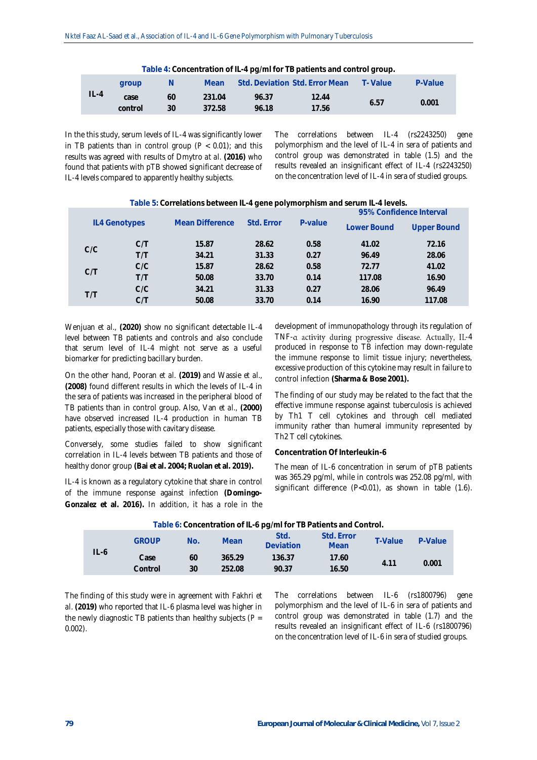**Table 4: Concentration of IL-4 pg/ml for TB patients and control group.**

| | group | N | Mean | Std. Deviation | Std. Error Mean | T- Value | P-Value |
|---|---|---|---|---|---|---|---|
| IL-4 | case | 60 | 231.04 | 96.37 | 12.44 | 6.57 | 0.001 |
| | control | 30 | 372.58 | 96.18 | 17.56 | | |

In the this study, serum levels of IL-4 was significantly lower in TB patients than in control group ($P < 0.01$); and this results was agreed with results of Dmytro *at al.* **(2016)** who found that patients with pTB showed significant decrease of IL-4 levels compared to apparently healthy subjects.

The correlations between IL-4 (rs2243250) gene polymorphism and the level of IL-4 in sera of patients and control group was demonstrated in table (1.5) and the results revealed an insignificant effect of IL-4 (rs2243250) on the concentration level of IL-4 in sera of studied groups.

**Table 5: Correlations between IL-4 gene polymorphism and serum IL-4 levels.**

| IL4 Genotypes | | Mean Difference | Std. Error | P-value | 95% Confidence Interval | |
|---|---|---|---|---|---|---|
| | | | | | Lower Bound | Upper Bound |
| C/C | C/T | 15.87 | 28.62 | 0.58 | 41.02 | 72.16 |
| | T/T | 34.21 | 31.33 | 0.27 | 96.49 | 28.06 |
| C/T | C/C | 15.87 | 28.62 | 0.58 | 72.77 | 41.02 |
| | T/T | 50.08 | 33.70 | 0.14 | 117.08 | 16.90 |
| T/T | C/C | 34.21 | 31.33 | 0.27 | 28.06 | 96.49 |
| | C/T | 50.08 | 33.70 | 0.14 | 16.90 | 117.08 |

Wenjuan *et al.*, **(2020)** show no significant detectable IL-4 level between TB patients and controls and also conclude that serum level of IL-4 might not serve as a useful biomarker for predicting bacillary burden.

On the other hand, Pooran *et al.* **(2019)** and Wassie *et al.*, **(2008)** found different results in which the levels of IL-4 in the sera of patients was increased in the peripheral blood of TB patients than in control group. Also, Van *et al.*, **(2000)** have observed increased IL-4 production in human TB patients, especially those with cavitary disease.

Conversely, some studies failed to show significant correlation in IL-4 levels between TB patients and those of healthy donor group **(Bai et al. 2004; Ruolan et al. 2019).**

IL-4 is known as a regulatory cytokine that share in control of the immune response against infection **(Domingo-Gonzalez et al. 2016).** In addition, it has a role in the development of immunopathology through its regulation of TNF-α activity during progressive disease. Actually, IL-4 produced in response to TB infection may down-regulate the immune response to limit tissue injury; nevertheless, excessive production of this cytokine may result in failure to control infection **(Sharma & Bose 2001).**

The finding of our study may be related to the fact that the effective immune response against tuberculosis is achieved by Th1 T cell cytokines and through cell mediated immunity rather than humeral immunity represented by Th2 T cell cytokines.

**Concentration Of Interleukin-6**

The mean of IL-6 concentration in serum of pTB patients was 365.29 pg/ml, while in controls was 252.08 pg/ml, with significant difference ($P<0.01$), as shown in table (1.6).

**Table 6: Concentration of IL-6 pg/ml for TB Patients and Control.**

| | GROUP | No. | Mean | Std. Deviation | Std. Error Mean | T-Value | P-Value |
|---|---|---|---|---|---|---|---|
| IL-6 | Case | 60 | 365.29 | 136.37 | 17.60 | 4.11 | 0.001 |
| | Control | 30 | 252.08 | 90.37 | 16.50 | | |

The finding of this study were in agreement with Fakhri *et al.* **(2019)** who reported that IL-6 plasma level was higher in the newly diagnostic TB patients than healthy subjects ($P = 0.002$).

The correlations between IL-6 (rs1800796) gene polymorphism and the level of IL-6 in sera of patients and control group was demonstrated in table (1.7) and the results revealed an insignificant effect of IL-6 (rs1800796) on the concentration level of IL-6 in sera of studied groups.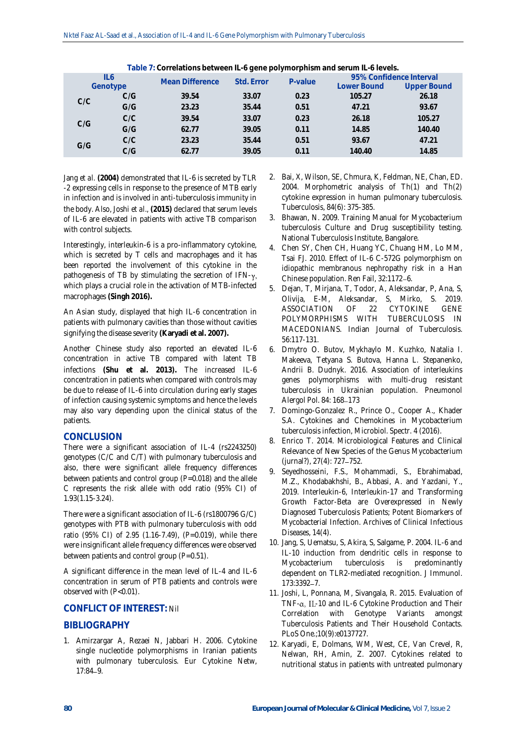**Table 7: Correlations between IL-6 gene polymorphism and serum IL-6 levels.**

| IL6 Genotype | | Mean Difference | Std. Error | P-value | 95% Confidence Interval | |
|---|---|---|---|---|---|---|
| | | | | | Lower Bound | Upper Bound |
| C/C | C/G | 39.54 | 33.07 | 0.23 | 105.27 | 26.18 |
| | G/G | 23.23 | 35.44 | 0.51 | 47.21 | 93.67 |
| C/G | C/C | 39.54 | 33.07 | 0.23 | 26.18 | 105.27 |
| | G/G | 62.77 | 39.05 | 0.11 | 14.85 | 140.40 |
| G/G | C/C | 23.23 | 35.44 | 0.51 | 93.67 | 47.21 |
| | C/G | 62.77 | 39.05 | 0.11 | 140.40 | 14.85 |

Jang et al. **(2004)** demonstrated that IL-6 is secreted by TLR-2 expressing cells in response to the presence of MTB early in infection and is involved in anti-tuberculosis immunity in the body. Also, Joshi et al., **(2015)** declared that serum levels of IL-6 are elevated in patients with active TB comparison with control subjects.

Interestingly, interleukin-6 is a pro-inflammatory cytokine, which is secreted by T cells and macrophages and it has been reported the involvement of this cytokine in the pathogenesis of TB by stimulating the secretion of IFN-$\gamma$, which plays a crucial role in the activation of MTB-infected macrophages **(Singh 2016).**

An Asian study, displayed that high IL-6 concentration in patients with pulmonary cavities than those without cavities signifying the disease severity **(Karyadi et al. 2007).**

Another Chinese study also reported an elevated IL-6 concentration in active TB compared with latent TB infections **(Shu et al. 2013).** The increased IL-6 concentration in patients when compared with controls may be due to release of IL-6 into circulation during early stages of infection causing systemic symptoms and hence the levels may also vary depending upon the clinical status of the patients.

## CONCLUSION

There were a significant association of IL-4 (rs2243250) genotypes (C/C and C/T) with pulmonary tuberculosis and also, there were significant allele frequency differences between patients and control group (P=0.018) and the allele C represents the risk allele with odd ratio (95% CI) of 1.93(1.15-3.24).

There were a significant association of IL-6 (rs1800796 G/C) genotypes with PTB with pulmonary tuberculosis with odd ratio (95% CI) of 2.95 (1.16-7.49), (P=0.019), while there were insignificant allele frequency differences were observed between patients and control group (P=0.51).

A significant difference in the mean level of IL-4 and IL-6 concentration in serum of PTB patients and controls were observed with (P<0.01).

## CONFLICT OF INTEREST: Nil

## BIBLIOGRAPHY

1. Amirzargar A, Rezaei N, Jabbari H. 2006. Cytokine single nucleotide polymorphisms in Iranian patients with pulmonary tuberculosis. Eur Cytokine Netw, 17:84–9.
2. Bai, X, Wilson, SE, Chmura, K, Feldman, NE, Chan, ED. 2004. Morphometric analysis of Th(1) and Th(2) cytokine expression in human pulmonary tuberculosis. Tuberculosis, 84(6): 375-385.
3. Bhawan, N. 2009. Training Manual for Mycobacterium tuberculosis Culture and Drug susceptibility testing. National Tuberculosis Institute, Bangalore.
4. Chen SY, Chen CH, Huang YC, Chuang HM, Lo MM, Tsai FJ. 2010. Effect of IL-6 C-572G polymorphism on idiopathic membranous nephropathy risk in a Han Chinese population. Ren Fail, 32:1172–6.
5. Dejan, T, Mirjana, T, Todor, A, Aleksandar, P, Ana, S, Olivija, E-M, Aleksandar, S, Mirko, S. 2019. ASSOCIATION OF 22 CYTOKINE GENE POLYMORPHISMS WITH TUBERCULOSIS IN MACEDONIANS. Indian Journal of Tuberculosis. 56:117-131.
6. Dmytro O. Butov, Mykhaylo M. Kuzhko, Natalia I. Makeeva, Tetyana S. Butova, Hanna L. Stepanenko, Andrii B. Dudnyk. 2016. Association of interleukins genes polymorphisms with multi-drug resistant tuberculosis in Ukrainian population. Pneumonol Alergol Pol. 84: 168–173
7. Domingo-Gonzalez R., Prince O., Cooper A., Khader S.A. Cytokines and Chemokines in Mycobacterium tuberculosis infection, Microbiol. Spectr. 4 (2016).
8. Enrico T. 2014. Microbiological Features and Clinical Relevance of New Species of the Genus Mycobacterium (jurnal?), 27(4): 727–752.
9. Seyedhosseini, F.S., Mohammadi, S., Ebrahimabad, M.Z., Khodabakhshi, B., Abbasi, A. and Yazdani, Y., 2019. Interleukin-6, Interleukin-17 and Transforming Growth Factor-Beta are Overexpressed in Newly Diagnosed Tuberculosis Patients; Potent Biomarkers of Mycobacterial Infection. Archives of Clinical Infectious Diseases, 14(4).
10. Jang, S, Uematsu, S, Akira, S, Salgame, P. 2004. IL-6 and IL-10 induction from dendritic cells in response to Mycobacterium tuberculosis is predominantly dependent on TLR2-mediated recognition. J Immunol. 173:3392–7.
11. Joshi, L, Ponnana, M, Sivangala, R. 2015. Evaluation of TNF-$\alpha$, IL-10 and IL-6 Cytokine Production and Their Correlation with Genotype Variants amongst Tuberculosis Patients and Their Household Contacts. PLoS One.;10(9):e0137727.
12. Karyadi, E, Dolmans, WM, West, CE, Van Crevel, R, Nelwan, RH, Amin, Z. 2007. Cytokines related to nutritional status in patients with untreated pulmonary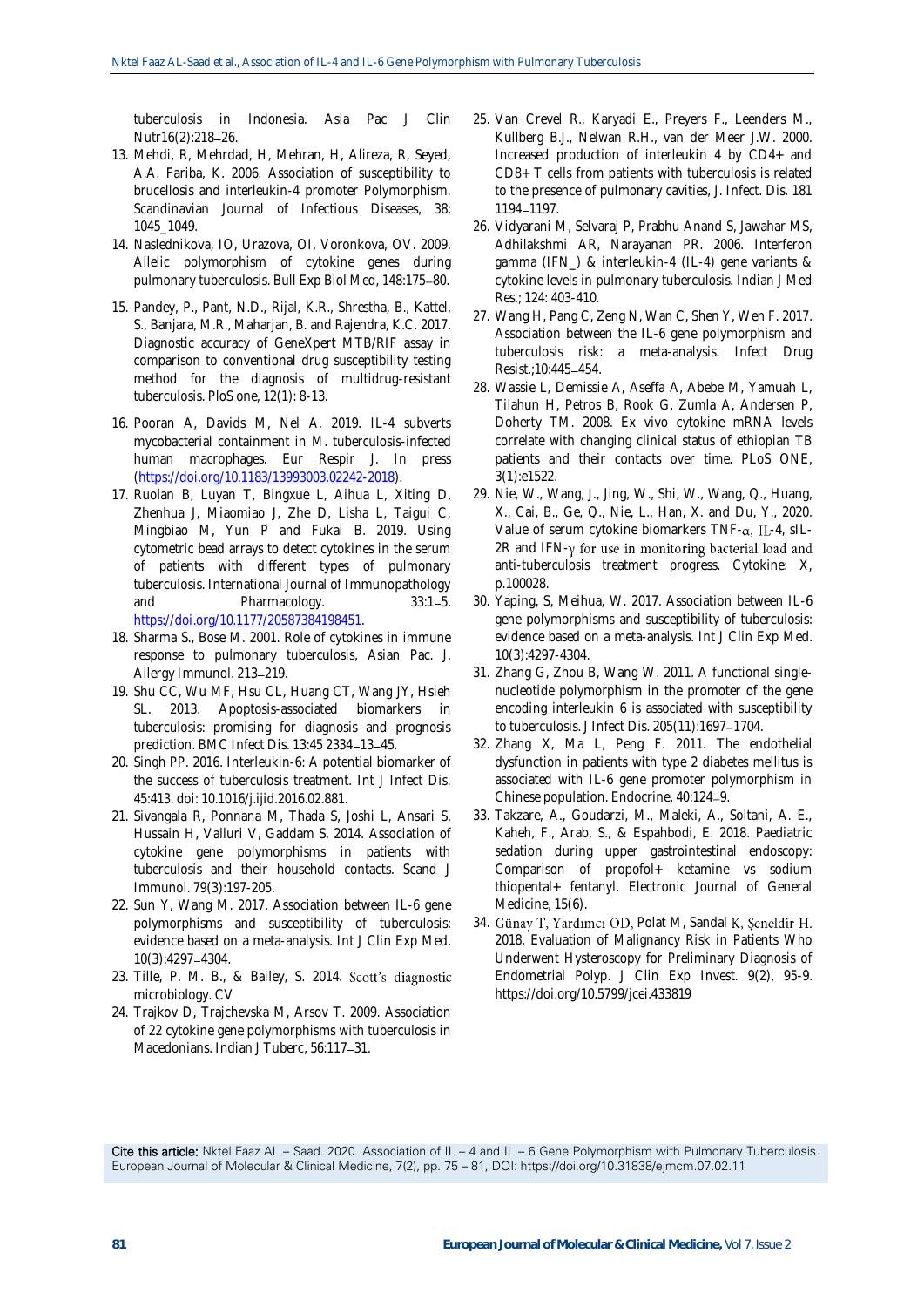tuberculosis in Indonesia. Asia Pac J Clin Nutr16(2):218‒26.

13. Mehdi, R, Mehrdad, H, Mehran, H, Alireza, R, Seyed, A.A. Fariba, K. 2006. Association of susceptibility to brucellosis and interleukin-4 promoter Polymorphism. Scandinavian Journal of Infectious Diseases, 38: 1045_1049.
14. Naslednikova, IO, Urazova, OI, Voronkova, OV. 2009. Allelic polymorphism of cytokine genes during pulmonary tuberculosis. Bull Exp Biol Med, 148:175‒80.
15. Pandey, P., Pant, N.D., Rijal, K.R., Shrestha, B., Kattel, S., Banjara, M.R., Maharjan, B. and Rajendra, K.C. 2017. Diagnostic accuracy of GeneXpert MTB/RIF assay in comparison to conventional drug susceptibility testing method for the diagnosis of multidrug-resistant tuberculosis. PloS one, 12(1): 8-13.
16. Pooran A, Davids M, Nel A. 2019. IL-4 subverts mycobacterial containment in M. tuberculosis-infected human macrophages. Eur Respir J. In press (https://doi.org/10.1183/13993003.02242-2018).
17. Ruolan B, Luyan T, Bingxue L, Aihua L, Xiting D, Zhenhua J, Miaomiao J, Zhe D, Lisha L, Taigui C, Mingbiao M, Yun P and Fukai B. 2019. Using cytometric bead arrays to detect cytokines in the serum of patients with different types of pulmonary tuberculosis. International Journal of Immunopathology and Pharmacology. 33:1‒5. https://doi.org/10.1177/20587384198451.
18. Sharma S., Bose M. 2001. Role of cytokines in immune response to pulmonary tuberculosis, Asian Pac. J. Allergy Immunol. 213‒219.
19. Shu CC, Wu MF, Hsu CL, Huang CT, Wang JY, Hsieh SL. 2013. Apoptosis-associated biomarkers in tuberculosis: promising for diagnosis and prognosis prediction. BMC Infect Dis. 13:45 2334‒13‒45.
20. Singh PP. 2016. Interleukin-6: A potential biomarker of the success of tuberculosis treatment. Int J Infect Dis. 45:413. doi: 10.1016/j.ijid.2016.02.881.
21. Sivangala R, Ponnana M, Thada S, Joshi L, Ansari S, Hussain H, Valluri V, Gaddam S. 2014. Association of cytokine gene polymorphisms in patients with tuberculosis and their household contacts. Scand J Immunol. 79(3):197-205.
22. Sun Y, Wang M. 2017. Association between IL-6 gene polymorphisms and susceptibility of tuberculosis: evidence based on a meta-analysis. Int J Clin Exp Med. 10(3):4297‒4304.
23. Tille, P. M. B., & Bailey, S. 2014. Scott's diagnostic microbiology. CV
24. Trajkov D, Trajchevska M, Arsov T. 2009. Association of 22 cytokine gene polymorphisms with tuberculosis in Macedonians. Indian J Tuberc, 56:117‒31.
25. Van Crevel R., Karyadi E., Preyers F., Leenders M., Kullberg B.J., Nelwan R.H., van der Meer J.W. 2000. Increased production of interleukin 4 by CD4+ and CD8+ T cells from patients with tuberculosis is related to the presence of pulmonary cavities, J. Infect. Dis. 181 1194‒1197.
26. Vidyarani M, Selvaraj P, Prabhu Anand S, Jawahar MS, Adhilakshmi AR, Narayanan PR. 2006. Interferon gamma (IFN_) & interleukin-4 (IL-4) gene variants & cytokine levels in pulmonary tuberculosis. Indian J Med Res.; 124: 403-410.
27. Wang H, Pang C, Zeng N, Wan C, Shen Y, Wen F. 2017. Association between the IL-6 gene polymorphism and tuberculosis risk: a meta-analysis. Infect Drug Resist.;10:445‒454.
28. Wassie L, Demissie A, Aseffa A, Abebe M, Yamuah L, Tilahun H, Petros B, Rook G, Zumla A, Andersen P, Doherty TM. 2008. Ex vivo cytokine mRNA levels correlate with changing clinical status of ethiopian TB patients and their contacts over time. PLoS ONE, 3(1):e1522.
29. Nie, W., Wang, J., Jing, W., Shi, W., Wang, Q., Huang, X., Cai, B., Ge, Q., Nie, L., Han, X. and Du, Y., 2020. Value of serum cytokine biomarkers TNF-α, IL-4, sIL-2R and IFN-γ for use in monitoring bacterial load and anti-tuberculosis treatment progress. Cytokine: X, p.100028.
30. Yaping, S, Meihua, W. 2017. Association between IL-6 gene polymorphisms and susceptibility of tuberculosis: evidence based on a meta-analysis. Int J Clin Exp Med. 10(3):4297-4304.
31. Zhang G, Zhou B, Wang W. 2011. A functional single-nucleotide polymorphism in the promoter of the gene encoding interleukin 6 is associated with susceptibility to tuberculosis. J Infect Dis. 205(11):1697‒1704.
32. Zhang X, Ma L, Peng F. 2011. The endothelial dysfunction in patients with type 2 diabetes mellitus is associated with IL-6 gene promoter polymorphism in Chinese population. Endocrine, 40:124‒9.
33. Takzare, A., Goudarzi, M., Maleki, A., Soltani, A. E., Kaheh, F., Arab, S., & Espahbodi, E. 2018. Paediatric sedation during upper gastrointestinal endoscopy: Comparison of propofol+ ketamine vs sodium thiopental+ fentanyl. Electronic Journal of General Medicine, 15(6).
34. Günay T, Yardımcı OD, Polat M, Sandal K, Şeneldir H. 2018. Evaluation of Malignancy Risk in Patients Who Underwent Hysteroscopy for Preliminary Diagnosis of Endometrial Polyp. J Clin Exp Invest. 9(2), 95-9. https://doi.org/10.5799/jcei.433819

Cite this article: Nktel Faaz AL – Saad. 2020. Association of IL – 4 and IL – 6 Gene Polymorphism with Pulmonary Tuberculosis. European Journal of Molecular & Clinical Medicine, 7(2), pp. 75 – 81, DOI: https://doi.org/10.31838/ejmcm.07.02.11